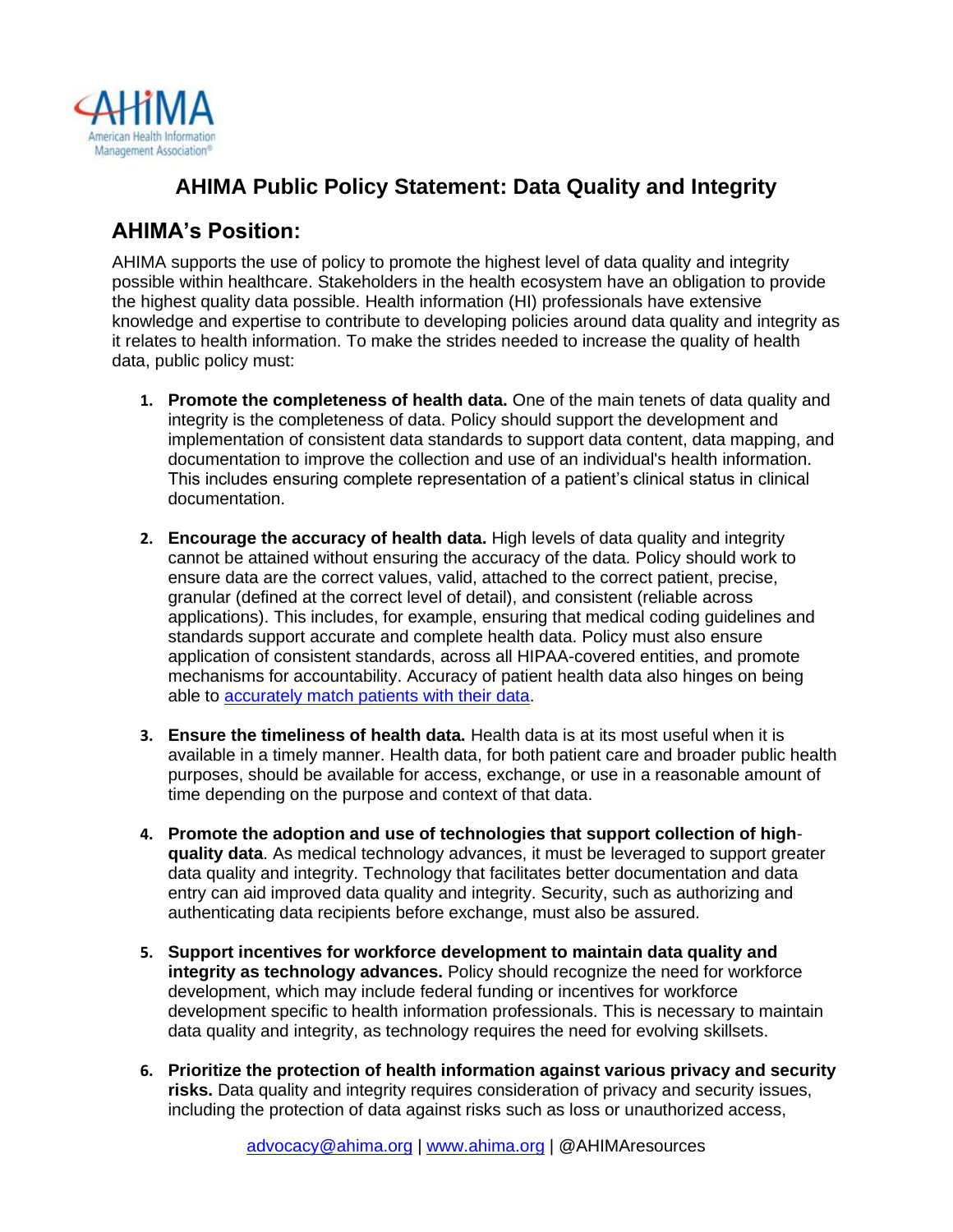# AHIMA Public Policy Statement: Data Quality and Integrity

## AHIMA's Position:

AHIMA supports the use of policy to promote the highest level of data quality and integrity possible within healthcare. Stakeholders in the health ecosystem have an obligation to provide the highest quality data possible. Health information (HI) professionals have extensive knowledge and expertise to contribute to developing policies around data quality and integrity as it relates to health information. To make the strides needed to increase the quality of health data, public policy must:

1. **Promote the completeness of health data.** One of the main tenets of data quality and integrity is the completeness of data. Policy should support the development and implementation of consistent data standards to support data content, data mapping, and documentation to improve the collection and use of an individual's health information. This includes ensuring complete representation of a patient's clinical status in clinical documentation.

2. **Encourage the accuracy of health data.** High levels of data quality and integrity cannot be attained without ensuring the accuracy of the data. Policy should work to ensure data are the correct values, valid, attached to the correct patient, precise, granular (defined at the correct level of detail), and consistent (reliable across applications). This includes, for example, ensuring that medical coding guidelines and standards support accurate and complete health data. Policy must also ensure application of consistent standards, across all HIPAA-covered entities, and promote mechanisms for accountability. Accuracy of patient health data also hinges on being able to accurately match patients with their data.

3. **Ensure the timeliness of health data.** Health data is at its most useful when it is available in a timely manner. Health data, for both patient care and broader public health purposes, should be available for access, exchange, or use in a reasonable amount of time depending on the purpose and context of that data.

4. **Promote the adoption and use of technologies that support collection of high-quality data**. As medical technology advances, it must be leveraged to support greater data quality and integrity. Technology that facilitates better documentation and data entry can aid improved data quality and integrity. Security, such as authorizing and authenticating data recipients before exchange, must also be assured.

5. **Support incentives for workforce development to maintain data quality and integrity as technology advances.** Policy should recognize the need for workforce development, which may include federal funding or incentives for workforce development specific to health information professionals. This is necessary to maintain data quality and integrity, as technology requires the need for evolving skillsets.

6. **Prioritize the protection of health information against various privacy and security risks.** Data quality and integrity requires consideration of privacy and security issues, including the protection of data against risks such as loss or unauthorized access,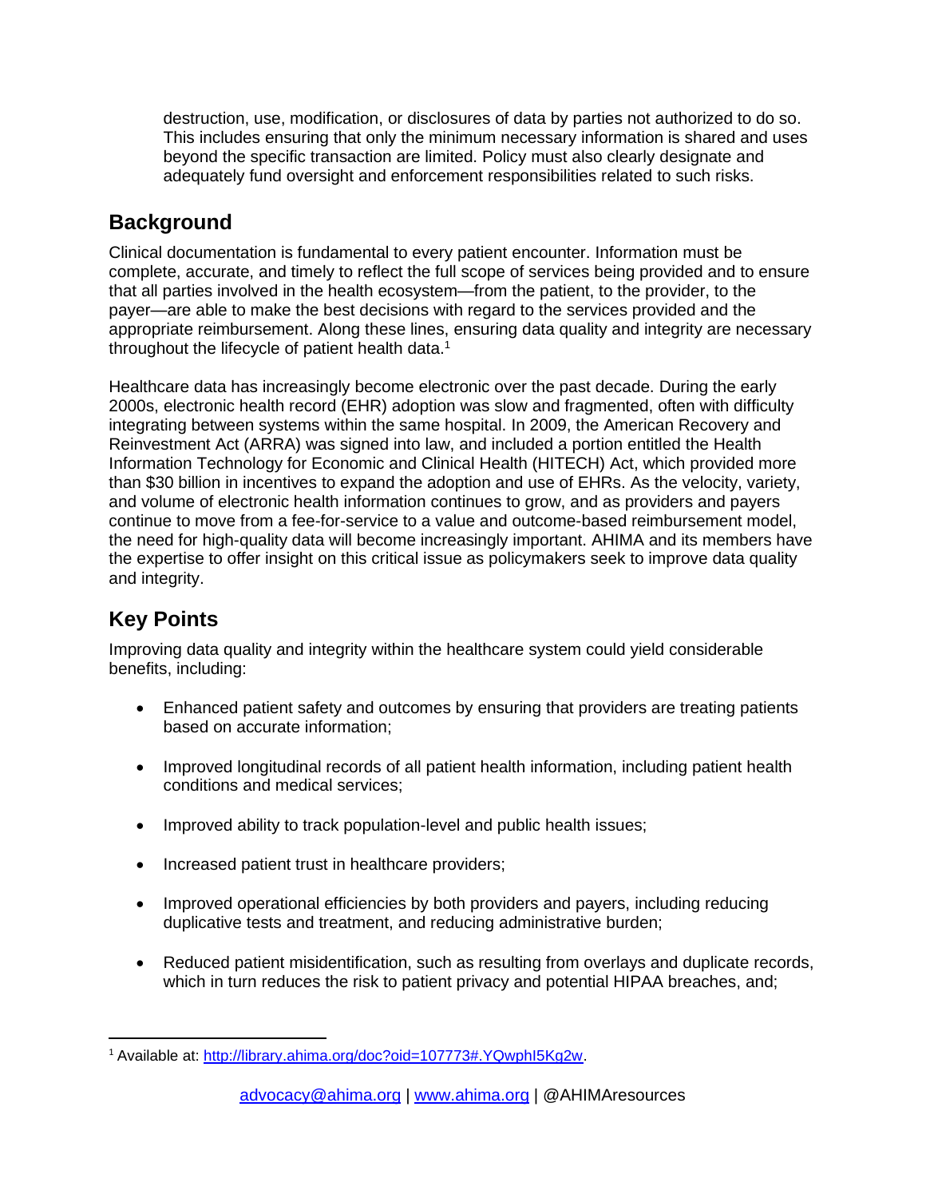destruction, use, modification, or disclosures of data by parties not authorized to do so. This includes ensuring that only the minimum necessary information is shared and uses beyond the specific transaction are limited. Policy must also clearly designate and adequately fund oversight and enforcement responsibilities related to such risks.

## Background

Clinical documentation is fundamental to every patient encounter. Information must be complete, accurate, and timely to reflect the full scope of services being provided and to ensure that all parties involved in the health ecosystem—from the patient, to the provider, to the payer—are able to make the best decisions with regard to the services provided and the appropriate reimbursement. Along these lines, ensuring data quality and integrity are necessary throughout the lifecycle of patient health data.[1]

Healthcare data has increasingly become electronic over the past decade. During the early 2000s, electronic health record (EHR) adoption was slow and fragmented, often with difficulty integrating between systems within the same hospital. In 2009, the American Recovery and Reinvestment Act (ARRA) was signed into law, and included a portion entitled the Health Information Technology for Economic and Clinical Health (HITECH) Act, which provided more than $30 billion in incentives to expand the adoption and use of EHRs. As the velocity, variety, and volume of electronic health information continues to grow, and as providers and payers continue to move from a fee-for-service to a value and outcome-based reimbursement model, the need for high-quality data will become increasingly important. AHIMA and its members have the expertise to offer insight on this critical issue as policymakers seek to improve data quality and integrity.

## Key Points

Improving data quality and integrity within the healthcare system could yield considerable benefits, including:

- Enhanced patient safety and outcomes by ensuring that providers are treating patients based on accurate information;
- Improved longitudinal records of all patient health information, including patient health conditions and medical services;
- Improved ability to track population-level and public health issues;
- Increased patient trust in healthcare providers;
- Improved operational efficiencies by both providers and payers, including reducing duplicative tests and treatment, and reducing administrative burden;
- Reduced patient misidentification, such as resulting from overlays and duplicate records, which in turn reduces the risk to patient privacy and potential HIPAA breaches, and;

[1] Available at: http://library.ahima.org/doc?oid=107773#.YQwphI5Kg2w.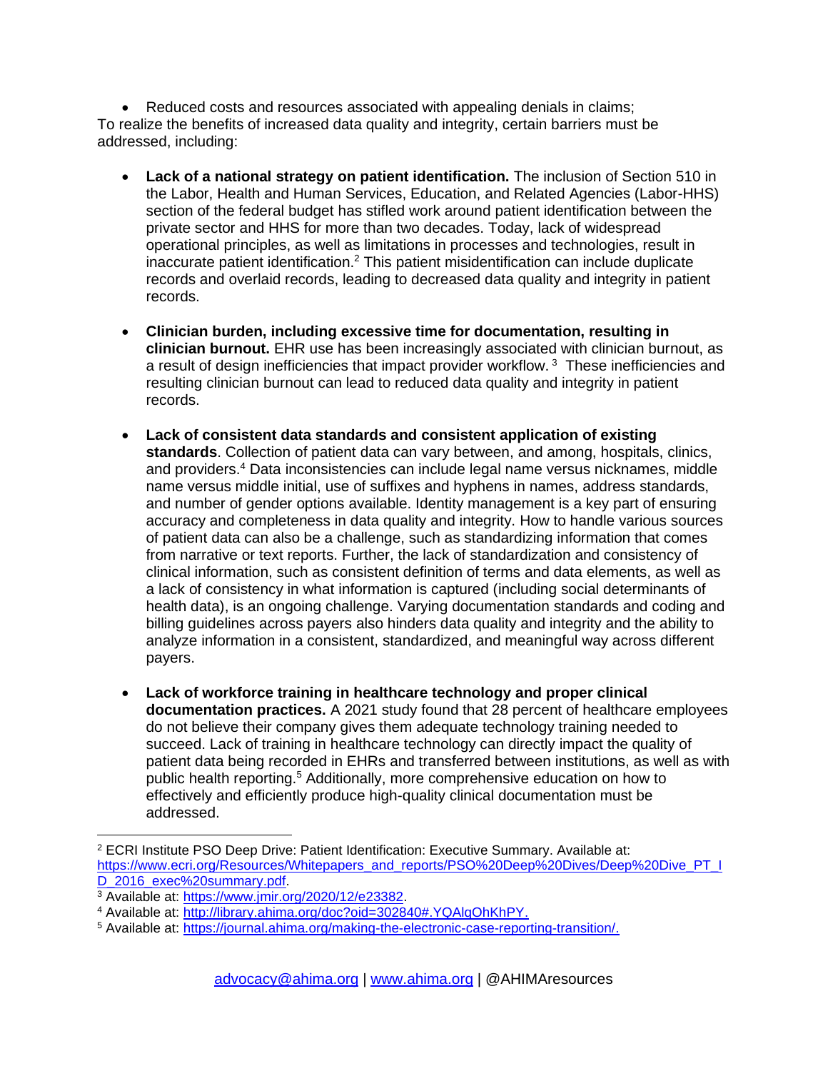- Reduced costs and resources associated with appealing denials in claims;

To realize the benefits of increased data quality and integrity, certain barriers must be addressed, including:

- **Lack of a national strategy on patient identification.** The inclusion of Section 510 in the Labor, Health and Human Services, Education, and Related Agencies (Labor-HHS) section of the federal budget has stifled work around patient identification between the private sector and HHS for more than two decades. Today, lack of widespread operational principles, as well as limitations in processes and technologies, result in inaccurate patient identification.[2] This patient misidentification can include duplicate records and overlaid records, leading to decreased data quality and integrity in patient records.

- **Clinician burden, including excessive time for documentation, resulting in clinician burnout.** EHR use has been increasingly associated with clinician burnout, as a result of design inefficiencies that impact provider workflow.[3] These inefficiencies and resulting clinician burnout can lead to reduced data quality and integrity in patient records.

- **Lack of consistent data standards and consistent application of existing standards**. Collection of patient data can vary between, and among, hospitals, clinics, and providers.[4] Data inconsistencies can include legal name versus nicknames, middle name versus middle initial, use of suffixes and hyphens in names, address standards, and number of gender options available. Identity management is a key part of ensuring accuracy and completeness in data quality and integrity. How to handle various sources of patient data can also be a challenge, such as standardizing information that comes from narrative or text reports. Further, the lack of standardization and consistency of clinical information, such as consistent definition of terms and data elements, as well as a lack of consistency in what information is captured (including social determinants of health data), is an ongoing challenge. Varying documentation standards and coding and billing guidelines across payers also hinders data quality and integrity and the ability to analyze information in a consistent, standardized, and meaningful way across different payers.

- **Lack of workforce training in healthcare technology and proper clinical documentation practices.** A 2021 study found that 28 percent of healthcare employees do not believe their company gives them adequate technology training needed to succeed. Lack of training in healthcare technology can directly impact the quality of patient data being recorded in EHRs and transferred between institutions, as well as with public health reporting.[5] Additionally, more comprehensive education on how to effectively and efficiently produce high-quality clinical documentation must be addressed.

---

[2] ECRI Institute PSO Deep Drive: Patient Identification: Executive Summary. Available at: https://www.ecri.org/Resources/Whitepapers_and_reports/PSO%20Deep%20Dives/Deep%20Dive_PT_ID_2016_exec%20summary.pdf.

[3] Available at: https://www.jmir.org/2020/12/e23382.

[4] Available at: http://library.ahima.org/doc?oid=302840#.YQAlqOhKhPY.

[5] Available at: https://journal.ahima.org/making-the-electronic-case-reporting-transition/.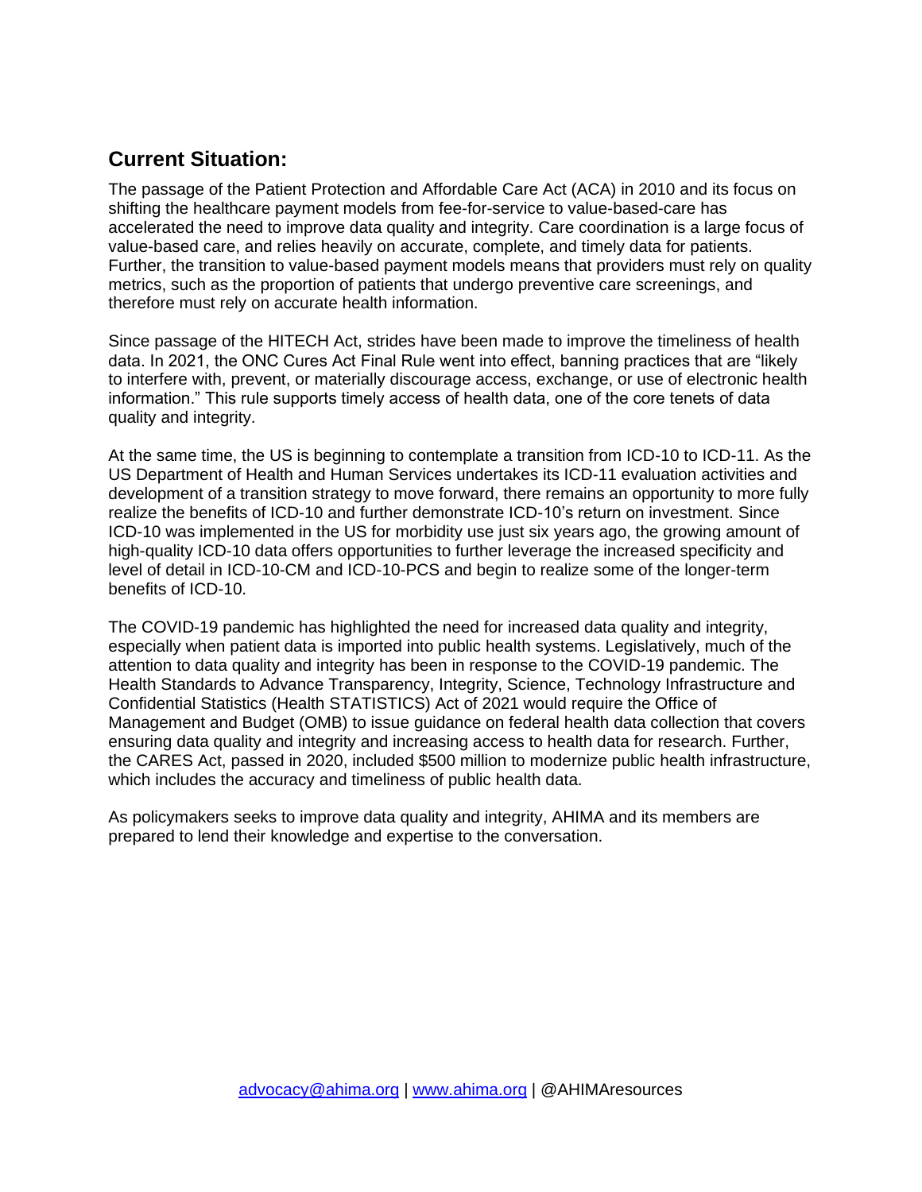## Current Situation:

The passage of the Patient Protection and Affordable Care Act (ACA) in 2010 and its focus on shifting the healthcare payment models from fee-for-service to value-based-care has accelerated the need to improve data quality and integrity. Care coordination is a large focus of value-based care, and relies heavily on accurate, complete, and timely data for patients. Further, the transition to value-based payment models means that providers must rely on quality metrics, such as the proportion of patients that undergo preventive care screenings, and therefore must rely on accurate health information.

Since passage of the HITECH Act, strides have been made to improve the timeliness of health data. In 2021, the ONC Cures Act Final Rule went into effect, banning practices that are "likely to interfere with, prevent, or materially discourage access, exchange, or use of electronic health information." This rule supports timely access of health data, one of the core tenets of data quality and integrity.

At the same time, the US is beginning to contemplate a transition from ICD-10 to ICD-11. As the US Department of Health and Human Services undertakes its ICD-11 evaluation activities and development of a transition strategy to move forward, there remains an opportunity to more fully realize the benefits of ICD-10 and further demonstrate ICD-10's return on investment. Since ICD-10 was implemented in the US for morbidity use just six years ago, the growing amount of high-quality ICD-10 data offers opportunities to further leverage the increased specificity and level of detail in ICD-10-CM and ICD-10-PCS and begin to realize some of the longer-term benefits of ICD-10.

The COVID-19 pandemic has highlighted the need for increased data quality and integrity, especially when patient data is imported into public health systems. Legislatively, much of the attention to data quality and integrity has been in response to the COVID-19 pandemic. The Health Standards to Advance Transparency, Integrity, Science, Technology Infrastructure and Confidential Statistics (Health STATISTICS) Act of 2021 would require the Office of Management and Budget (OMB) to issue guidance on federal health data collection that covers ensuring data quality and integrity and increasing access to health data for research. Further, the CARES Act, passed in 2020, included $500 million to modernize public health infrastructure, which includes the accuracy and timeliness of public health data.

As policymakers seeks to improve data quality and integrity, AHIMA and its members are prepared to lend their knowledge and expertise to the conversation.

advocacy@ahima.org | www.ahima.org | @AHIMAresources